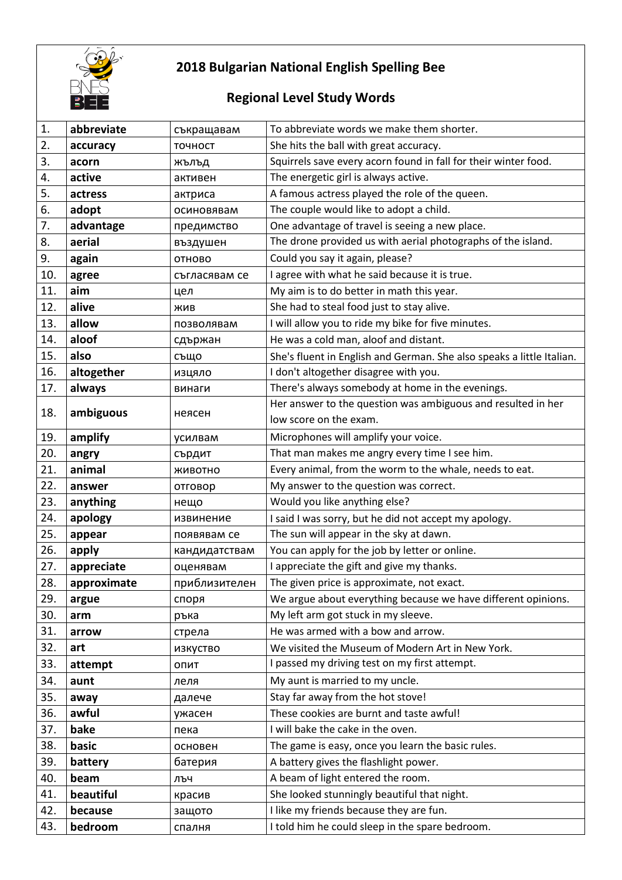# 2018 Bulgarian National English Spelling Bee

## Regional Level Study Words

| | | | |
|---|---|---|---|
| 1. | **abbreviate** | съкращавам | To abbreviate words we make them shorter. |
| 2. | **accuracy** | точност | She hits the ball with great accuracy. |
| 3. | **acorn** | жълъд | Squirrels save every acorn found in fall for their winter food. |
| 4. | **active** | активен | The energetic girl is always active. |
| 5. | **actress** | актриса | A famous actress played the role of the queen. |
| 6. | **adopt** | осиновявам | The couple would like to adopt a child. |
| 7. | **advantage** | предимство | One advantage of travel is seeing a new place. |
| 8. | **aerial** | въздушен | The drone provided us with aerial photographs of the island. |
| 9. | **again** | отново | Could you say it again, please? |
| 10. | **agree** | съгласявам се | I agree with what he said because it is true. |
| 11. | **aim** | цел | My aim is to do better in math this year. |
| 12. | **alive** | жив | She had to steal food just to stay alive. |
| 13. | **allow** | позволявам | I will allow you to ride my bike for five minutes. |
| 14. | **aloof** | сдържан | He was a cold man, aloof and distant. |
| 15. | **also** | също | She's fluent in English and German. She also speaks a little Italian. |
| 16. | **altogether** | изцяло | I don't altogether disagree with you. |
| 17. | **always** | винаги | There's always somebody at home in the evenings. |
| 18. | **ambiguous** | неясен | Her answer to the question was ambiguous and resulted in her low score on the exam. |
| 19. | **amplify** | усилвам | Microphones will amplify your voice. |
| 20. | **angry** | сърдит | That man makes me angry every time I see him. |
| 21. | **animal** | животно | Every animal, from the worm to the whale, needs to eat. |
| 22. | **answer** | отговор | My answer to the question was correct. |
| 23. | **anything** | нещо | Would you like anything else? |
| 24. | **apology** | извинение | I said I was sorry, but he did not accept my apology. |
| 25. | **appear** | появявам се | The sun will appear in the sky at dawn. |
| 26. | **apply** | кандидатствам | You can apply for the job by letter or online. |
| 27. | **appreciate** | оценявам | I appreciate the gift and give my thanks. |
| 28. | **approximate** | приблизителен | The given price is approximate, not exact. |
| 29. | **argue** | споря | We argue about everything because we have different opinions. |
| 30. | **arm** | ръка | My left arm got stuck in my sleeve. |
| 31. | **arrow** | стрела | He was armed with a bow and arrow. |
| 32. | **art** | изкуство | We visited the Museum of Modern Art in New York. |
| 33. | **attempt** | опит | I passed my driving test on my first attempt. |
| 34. | **aunt** | леля | My aunt is married to my uncle. |
| 35. | **away** | далече | Stay far away from the hot stove! |
| 36. | **awful** | ужасен | These cookies are burnt and taste awful! |
| 37. | **bake** | пека | I will bake the cake in the oven. |
| 38. | **basic** | основен | The game is easy, once you learn the basic rules. |
| 39. | **battery** | батерия | A battery gives the flashlight power. |
| 40. | **beam** | лъч | A beam of light entered the room. |
| 41. | **beautiful** | красив | She looked stunningly beautiful that night. |
| 42. | **because** | защото | I like my friends because they are fun. |
| 43. | **bedroom** | спалня | I told him he could sleep in the spare bedroom. |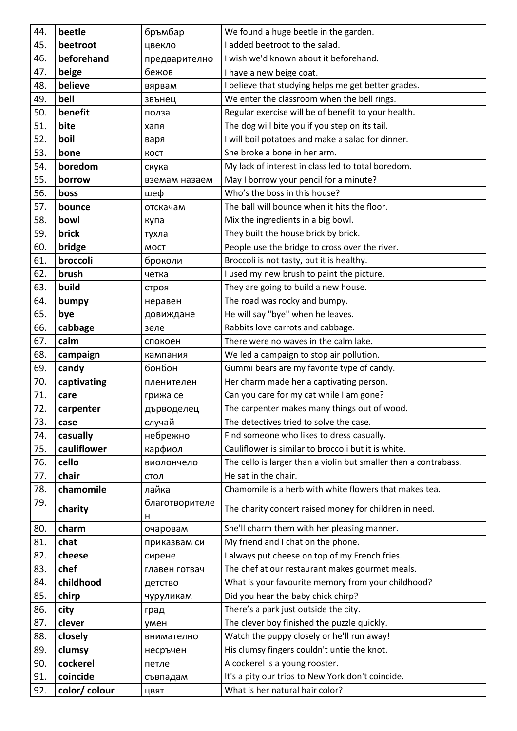| 44. | **beetle** | бръмбар | We found a huge beetle in the garden. |
|---|---|---|---|
| 45. | **beetroot** | цвекло | I added beetroot to the salad. |
| 46. | **beforehand** | предварително | I wish we'd known about it beforehand. |
| 47. | **beige** | бежов | I have a new beige coat. |
| 48. | **believe** | вярвам | I believe that studying helps me get better grades. |
| 49. | **bell** | звънец | We enter the classroom when the bell rings. |
| 50. | **benefit** | полза | Regular exercise will be of benefit to your health. |
| 51. | **bite** | хапя | The dog will bite you if you step on its tail. |
| 52. | **boil** | варя | I will boil potatoes and make a salad for dinner. |
| 53. | **bone** | кост | She broke a bone in her arm. |
| 54. | **boredom** | скука | My lack of interest in class led to total boredom. |
| 55. | **borrow** | вземам назаем | May I borrow your pencil for a minute? |
| 56. | **boss** | шеф | Who's the boss in this house? |
| 57. | **bounce** | отскачам | The ball will bounce when it hits the floor. |
| 58. | **bowl** | купа | Mix the ingredients in a big bowl. |
| 59. | **brick** | тухла | They built the house brick by brick. |
| 60. | **bridge** | мост | People use the bridge to cross over the river. |
| 61. | **broccoli** | броколи | Broccoli is not tasty, but it is healthy. |
| 62. | **brush** | четка | I used my new brush to paint the picture. |
| 63. | **build** | строя | They are going to build a new house. |
| 64. | **bumpy** | неравен | The road was rocky and bumpy. |
| 65. | **bye** | довиждане | He will say "bye" when he leaves. |
| 66. | **cabbage** | зеле | Rabbits love carrots and cabbage. |
| 67. | **calm** | спокоен | There were no waves in the calm lake. |
| 68. | **campaign** | кампания | We led a campaign to stop air pollution. |
| 69. | **candy** | бонбон | Gummi bears are my favorite type of candy. |
| 70. | **captivating** | пленителен | Her charm made her a captivating person. |
| 71. | **care** | грижа се | Can you care for my cat while I am gone? |
| 72. | **carpenter** | дърводелец | The carpenter makes many things out of wood. |
| 73. | **case** | случай | The detectives tried to solve the case. |
| 74. | **casually** | небрежно | Find someone who likes to dress casually. |
| 75. | **cauliflower** | карфиол | Cauliflower is similar to broccoli but it is white. |
| 76. | **cello** | виолончело | The cello is larger than a violin but smaller than a contrabass. |
| 77. | **chair** | стол | He sat in the chair. |
| 78. | **chamomile** | лайка | Chamomile is a herb with white flowers that makes tea. |
| 79. | **charity** | благотворителен | The charity concert raised money for children in need. |
| 80. | **charm** | очаровам | She'll charm them with her pleasing manner. |
| 81. | **chat** | приказвам си | My friend and I chat on the phone. |
| 82. | **cheese** | сирене | I always put cheese on top of my French fries. |
| 83. | **chef** | главен готвач | The chef at our restaurant makes gourmet meals. |
| 84. | **childhood** | детство | What is your favourite memory from your childhood? |
| 85. | **chirp** | чуруликам | Did you hear the baby chick chirp? |
| 86. | **city** | град | There's a park just outside the city. |
| 87. | **clever** | умен | The clever boy finished the puzzle quickly. |
| 88. | **closely** | внимателно | Watch the puppy closely or he'll run away! |
| 89. | **clumsy** | несръчен | His clumsy fingers couldn't untie the knot. |
| 90. | **cockerel** | петле | A cockerel is a young rooster. |
| 91. | **coincide** | съвпадам | It's a pity our trips to New York don't coincide. |
| 92. | **color/ colour** | цвят | What is her natural hair color? |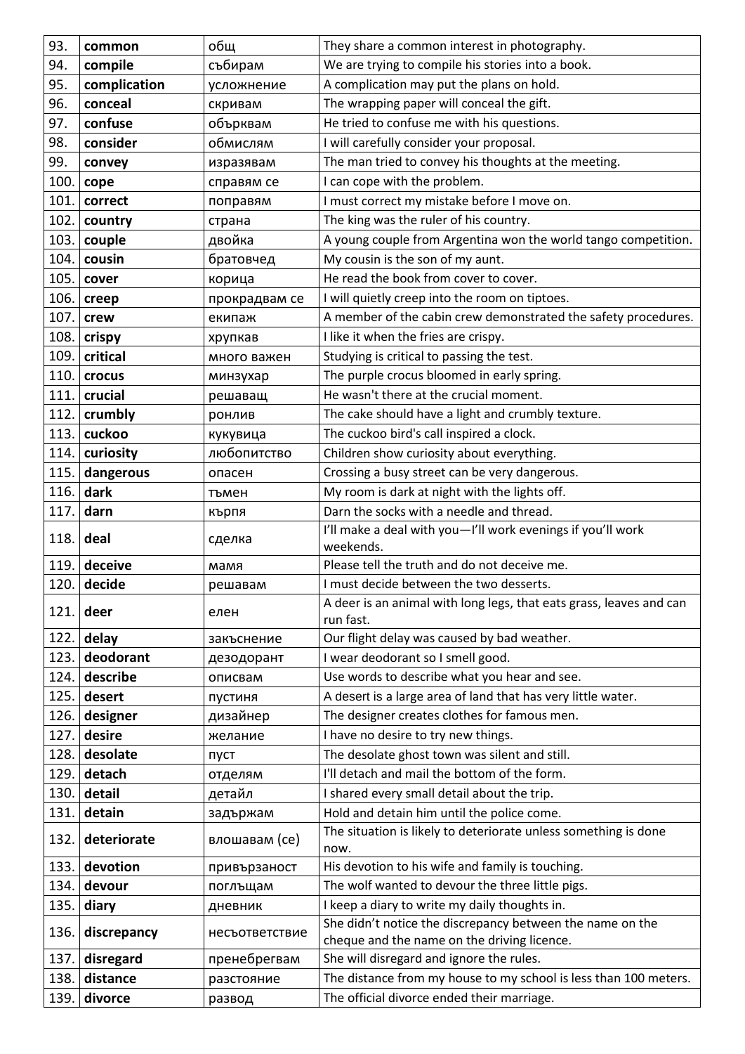| 93. | **common** | общ | They share a common interest in photography. |
|---|---|---|---|
| 94. | **compile** | събирам | We are trying to compile his stories into a book. |
| 95. | **complication** | усложнение | A complication may put the plans on hold. |
| 96. | **conceal** | скривам | The wrapping paper will conceal the gift. |
| 97. | **confuse** | объркване | He tried to confuse me with his questions. |
| 98. | **consider** | обмислям | I will carefully consider your proposal. |
| 99. | **convey** | изразявам | The man tried to convey his thoughts at the meeting. |
| 100. | **cope** | справям се | I can cope with the problem. |
| 101. | **correct** | поправям | I must correct my mistake before I move on. |
| 102. | **country** | страна | The king was the ruler of his country. |
| 103. | **couple** | двойка | A young couple from Argentina won the world tango competition. |
| 104. | **cousin** | братовчед | My cousin is the son of my aunt. |
| 105. | **cover** | корица | He read the book from cover to cover. |
| 106. | **creep** | прокрадвам се | I will quietly creep into the room on tiptoes. |
| 107. | **crew** | екипаж | A member of the cabin crew demonstrated the safety procedures. |
| 108. | **crispy** | хрупкав | I like it when the fries are crispy. |
| 109. | **critical** | много важен | Studying is critical to passing the test. |
| 110. | **crocus** | минзухар | The purple crocus bloomed in early spring. |
| 111. | **crucial** | решаващ | He wasn't there at the crucial moment. |
| 112. | **crumbly** | ронлив | The cake should have a light and crumbly texture. |
| 113. | **cuckoo** | кукувица | The cuckoo bird's call inspired a clock. |
| 114. | **curiosity** | любопитство | Children show curiosity about everything. |
| 115. | **dangerous** | опасен | Crossing a busy street can be very dangerous. |
| 116. | **dark** | тъмен | My room is dark at night with the lights off. |
| 117. | **darn** | кърпя | Darn the socks with a needle and thread. |
| 118. | **deal** | сделка | I'll make a deal with you—I'll work evenings if you'll work weekends. |
| 119. | **deceive** | мамя | Please tell the truth and do not deceive me. |
| 120. | **decide** | решавам | I must decide between the two desserts. |
| 121. | **deer** | елен | A deer is an animal with long legs, that eats grass, leaves and can run fast. |
| 122. | **delay** | закъснение | Our flight delay was caused by bad weather. |
| 123. | **deodorant** | дезодорант | I wear deodorant so I smell good. |
| 124. | **describe** | описвам | Use words to describe what you hear and see. |
| 125. | **desert** | пустиня | A desert is a large area of land that has very little water. |
| 126. | **designer** | дизайнер | The designer creates clothes for famous men. |
| 127. | **desire** | желание | I have no desire to try new things. |
| 128. | **desolate** | пуст | The desolate ghost town was silent and still. |
| 129. | **detach** | отделям | I'll detach and mail the bottom of the form. |
| 130. | **detail** | детайл | I shared every small detail about the trip. |
| 131. | **detain** | задържам | Hold and detain him until the police come. |
| 132. | **deteriorate** | влошавам (се) | The situation is likely to deteriorate unless something is done now. |
| 133. | **devotion** | привързаност | His devotion to his wife and family is touching. |
| 134. | **devour** | поглъщам | The wolf wanted to devour the three little pigs. |
| 135. | **diary** | дневник | I keep a diary to write my daily thoughts in. |
| 136. | **discrepancy** | несъответствие | She didn't notice the discrepancy between the name on the cheque and the name on the driving licence. |
| 137. | **disregard** | пренебрегвам | She will disregard and ignore the rules. |
| 138. | **distance** | разстояние | The distance from my house to my school is less than 100 meters. |
| 139. | **divorce** | развод | The official divorce ended their marriage. |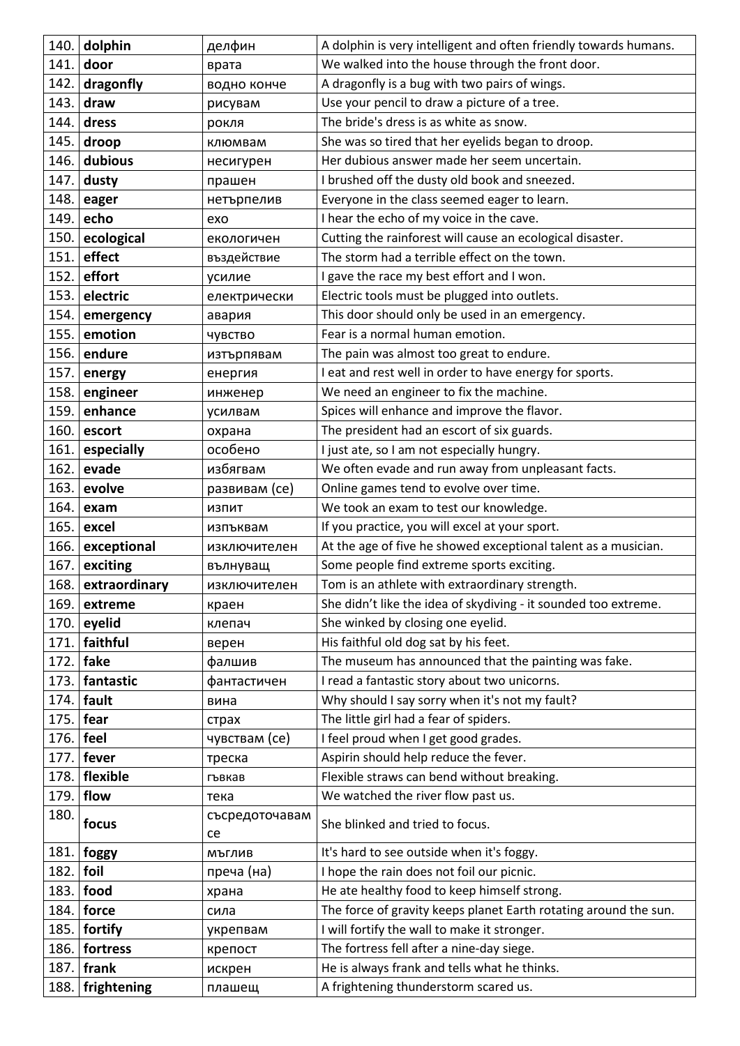| | | | |
|---|---|---|---|
| 140. | **dolphin** | делфин | A dolphin is very intelligent and often friendly towards humans. |
| 141. | **door** | врата | We walked into the house through the front door. |
| 142. | **dragonfly** | водно конче | A dragonfly is a bug with two pairs of wings. |
| 143. | **draw** | рисувам | Use your pencil to draw a picture of a tree. |
| 144. | **dress** | рокля | The bride's dress is as white as snow. |
| 145. | **droop** | клюмвам | She was so tired that her eyelids began to droop. |
| 146. | **dubious** | несигурен | Her dubious answer made her seem uncertain. |
| 147. | **dusty** | прашен | I brushed off the dusty old book and sneezed. |
| 148. | **eager** | нетърпелив | Everyone in the class seemed eager to learn. |
| 149. | **echo** | ехо | I hear the echo of my voice in the cave. |
| 150. | **ecological** | екологичен | Cutting the rainforest will cause an ecological disaster. |
| 151. | **effect** | въздействие | The storm had a terrible effect on the town. |
| 152. | **effort** | усилие | I gave the race my best effort and I won. |
| 153. | **electric** | електрически | Electric tools must be plugged into outlets. |
| 154. | **emergency** | авария | This door should only be used in an emergency. |
| 155. | **emotion** | чувство | Fear is a normal human emotion. |
| 156. | **endure** | изтърпявам | The pain was almost too great to endure. |
| 157. | **energy** | енергия | I eat and rest well in order to have energy for sports. |
| 158. | **engineer** | инженер | We need an engineer to fix the machine. |
| 159. | **enhance** | усилвам | Spices will enhance and improve the flavor. |
| 160. | **escort** | охрана | The president had an escort of six guards. |
| 161. | **especially** | особено | I just ate, so I am not especially hungry. |
| 162. | **evade** | избягвам | We often evade and run away from unpleasant facts. |
| 163. | **evolve** | развивам (се) | Online games tend to evolve over time. |
| 164. | **exam** | изпит | We took an exam to test our knowledge. |
| 165. | **excel** | изпъквам | If you practice, you will excel at your sport. |
| 166. | **exceptional** | изключителен | At the age of five he showed exceptional talent as a musician. |
| 167. | **exciting** | вълнуващ | Some people find extreme sports exciting. |
| 168. | **extraordinary** | изключителен | Tom is an athlete with extraordinary strength. |
| 169. | **extreme** | краен | She didn't like the idea of skydiving - it sounded too extreme. |
| 170. | **eyelid** | клепач | She winked by closing one eyelid. |
| 171. | **faithful** | верен | His faithful old dog sat by his feet. |
| 172. | **fake** | фалшив | The museum has announced that the painting was fake. |
| 173. | **fantastic** | фантастичен | I read a fantastic story about two unicorns. |
| 174. | **fault** | вина | Why should I say sorry when it's not my fault? |
| 175. | **fear** | страх | The little girl had a fear of spiders. |
| 176. | **feel** | чувствам (се) | I feel proud when I get good grades. |
| 177. | **fever** | треска | Aspirin should help reduce the fever. |
| 178. | **flexible** | гъвкав | Flexible straws can bend without breaking. |
| 179. | **flow** | тека | We watched the river flow past us. |
| 180. | **focus** | съсредоточавам се | She blinked and tried to focus. |
| 181. | **foggy** | мъглив | It's hard to see outside when it's foggy. |
| 182. | **foil** | преча (на) | I hope the rain does not foil our picnic. |
| 183. | **food** | храна | He ate healthy food to keep himself strong. |
| 184. | **force** | сила | The force of gravity keeps planet Earth rotating around the sun. |
| 185. | **fortify** | укрепвам | I will fortify the wall to make it stronger. |
| 186. | **fortress** | крепост | The fortress fell after a nine-day siege. |
| 187. | **frank** | искрен | He is always frank and tells what he thinks. |
| 188. | **frightening** | плашещ | A frightening thunderstorm scared us. |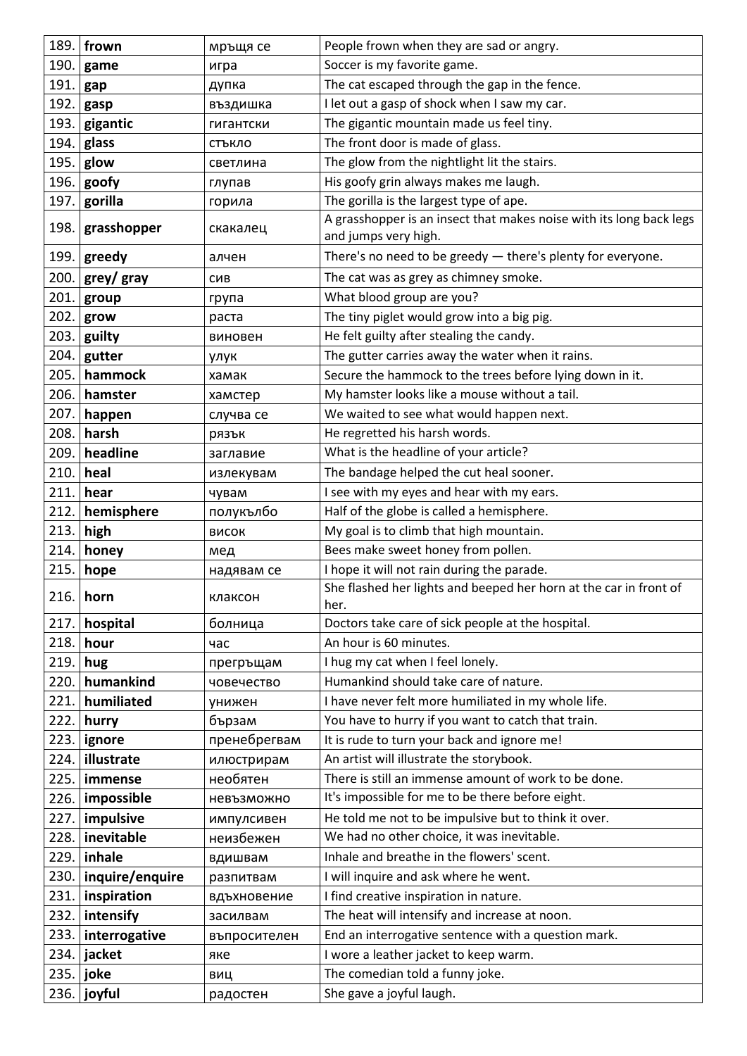| | | | |
|---|---|---|---|
| 189. | **frown** | мръщя се | People frown when they are sad or angry. |
| 190. | **game** | игра | Soccer is my favorite game. |
| 191. | **gap** | дупка | The cat escaped through the gap in the fence. |
| 192. | **gasp** | въздишка | I let out a gasp of shock when I saw my car. |
| 193. | **gigantic** | гигантски | The gigantic mountain made us feel tiny. |
| 194. | **glass** | стъкло | The front door is made of glass. |
| 195. | **glow** | светлина | The glow from the nightlight lit the stairs. |
| 196. | **goofy** | глупав | His goofy grin always makes me laugh. |
| 197. | **gorilla** | горила | The gorilla is the largest type of ape. |
| 198. | **grasshopper** | скакалец | A grasshopper is an insect that makes noise with its long back legs and jumps very high. |
| 199. | **greedy** | алчен | There's no need to be greedy — there's plenty for everyone. |
| 200. | **grey/ gray** | сив | The cat was as grey as chimney smoke. |
| 201. | **group** | група | What blood group are you? |
| 202. | **grow** | раста | The tiny piglet would grow into a big pig. |
| 203. | **guilty** | виновен | He felt guilty after stealing the candy. |
| 204. | **gutter** | улук | The gutter carries away the water when it rains. |
| 205. | **hammock** | хамак | Secure the hammock to the trees before lying down in it. |
| 206. | **hamster** | хамстер | My hamster looks like a mouse without a tail. |
| 207. | **happen** | случва се | We waited to see what would happen next. |
| 208. | **harsh** | рязък | He regretted his harsh words. |
| 209. | **headline** | заглавие | What is the headline of your article? |
| 210. | **heal** | излекувам | The bandage helped the cut heal sooner. |
| 211. | **hear** | чувам | I see with my eyes and hear with my ears. |
| 212. | **hemisphere** | полукълбо | Half of the globe is called a hemisphere. |
| 213. | **high** | висок | My goal is to climb that high mountain. |
| 214. | **honey** | мед | Bees make sweet honey from pollen. |
| 215. | **hope** | надявам се | I hope it will not rain during the parade. |
| 216. | **horn** | клаксон | She flashed her lights and beeped her horn at the car in front of her. |
| 217. | **hospital** | болница | Doctors take care of sick people at the hospital. |
| 218. | **hour** | час | An hour is 60 minutes. |
| 219. | **hug** | прегръщам | I hug my cat when I feel lonely. |
| 220. | **humankind** | човечество | Humankind should take care of nature. |
| 221. | **humiliated** | унижен | I have never felt more humiliated in my whole life. |
| 222. | **hurry** | бързам | You have to hurry if you want to catch that train. |
| 223. | **ignore** | пренебрегвам | It is rude to turn your back and ignore me! |
| 224. | **illustrate** | илюстрирам | An artist will illustrate the storybook. |
| 225. | **immense** | необятен | There is still an immense amount of work to be done. |
| 226. | **impossible** | невъзможно | It's impossible for me to be there before eight. |
| 227. | **impulsive** | импулсивен | He told me not to be impulsive but to think it over. |
| 228. | **inevitable** | неизбежен | We had no other choice, it was inevitable. |
| 229. | **inhale** | вдишвам | Inhale and breathe in the flowers' scent. |
| 230. | **inquire/enquire** | разпитвам | I will inquire and ask where he went. |
| 231. | **inspiration** | вдъхновение | I find creative inspiration in nature. |
| 232. | **intensify** | засилвам | The heat will intensify and increase at noon. |
| 233. | **interrogative** | въпросителен | End an interrogative sentence with a question mark. |
| 234. | **jacket** | яке | I wore a leather jacket to keep warm. |
| 235. | **joke** | виц | The comedian told a funny joke. |
| 236. | **joyful** | радостен | She gave a joyful laugh. |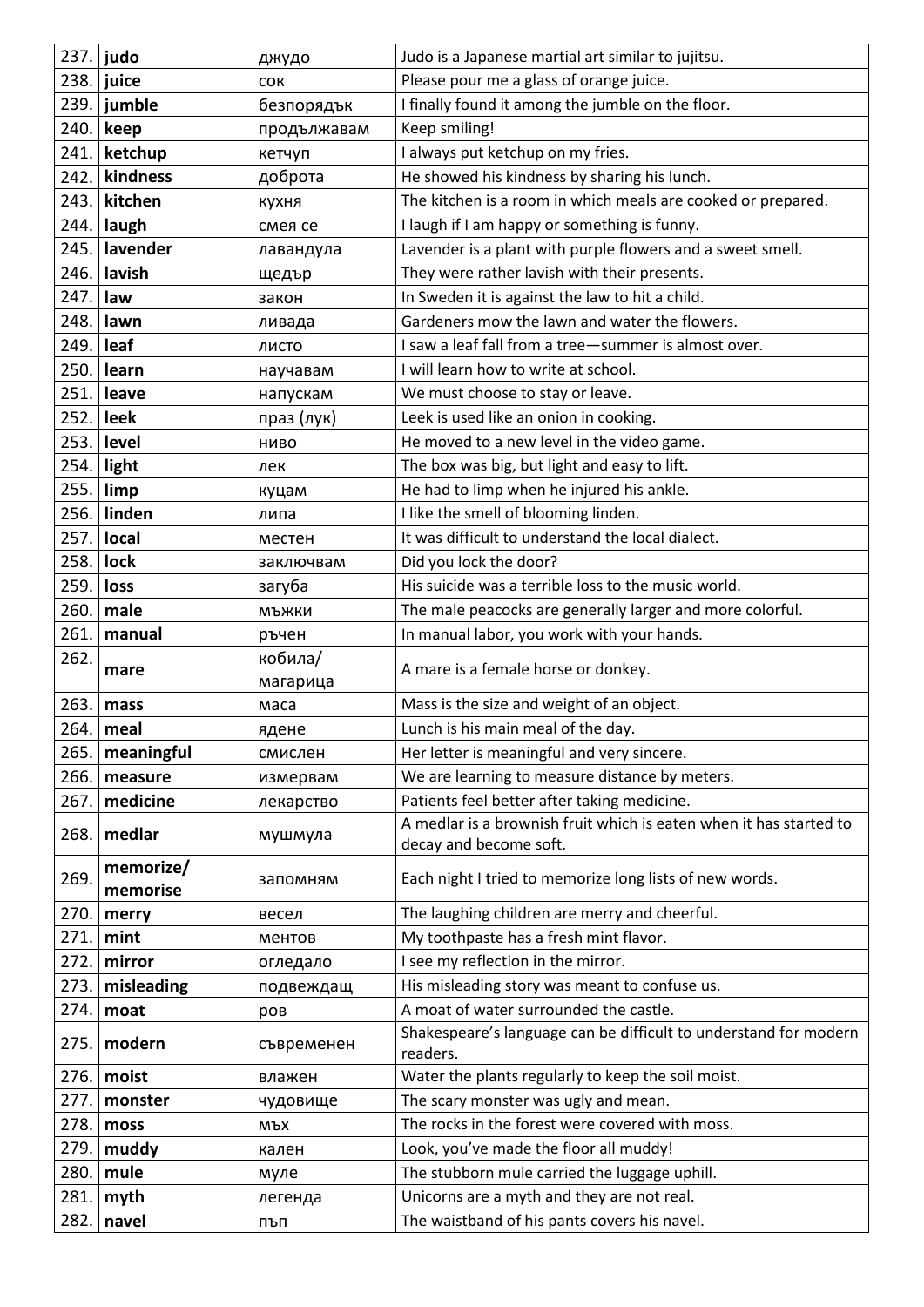| 237. | **judo** | джудо | Judo is a Japanese martial art similar to jujitsu. |
|---|---|---|---|
| 238. | **juice** | сок | Please pour me a glass of orange juice. |
| 239. | **jumble** | безпорядък | I finally found it among the jumble on the floor. |
| 240. | **keep** | продължавам | Keep smiling! |
| 241. | **ketchup** | кетчуп | I always put ketchup on my fries. |
| 242. | **kindness** | доброта | He showed his kindness by sharing his lunch. |
| 243. | **kitchen** | кухня | The kitchen is a room in which meals are cooked or prepared. |
| 244. | **laugh** | смея се | I laugh if I am happy or something is funny. |
| 245. | **lavender** | лавандула | Lavender is a plant with purple flowers and a sweet smell. |
| 246. | **lavish** | щедър | They were rather lavish with their presents. |
| 247. | **law** | закон | In Sweden it is against the law to hit a child. |
| 248. | **lawn** | ливада | Gardeners mow the lawn and water the flowers. |
| 249. | **leaf** | листо | I saw a leaf fall from a tree—summer is almost over. |
| 250. | **learn** | научавам | I will learn how to write at school. |
| 251. | **leave** | напускам | We must choose to stay or leave. |
| 252. | **leek** | праз (лук) | Leek is used like an onion in cooking. |
| 253. | **level** | ниво | He moved to a new level in the video game. |
| 254. | **light** | лек | The box was big, but light and easy to lift. |
| 255. | **limp** | куцам | He had to limp when he injured his ankle. |
| 256. | **linden** | липа | I like the smell of blooming linden. |
| 257. | **local** | местен | It was difficult to understand the local dialect. |
| 258. | **lock** | заключвам | Did you lock the door? |
| 259. | **loss** | загуба | His suicide was a terrible loss to the music world. |
| 260. | **male** | мъжки | The male peacocks are generally larger and more colorful. |
| 261. | **manual** | ръчен | In manual labor, you work with your hands. |
| 262. | **mare** | кобила/ магарица | A mare is a female horse or donkey. |
| 263. | **mass** | маса | Mass is the size and weight of an object. |
| 264. | **meal** | ядене | Lunch is his main meal of the day. |
| 265. | **meaningful** | смислен | Her letter is meaningful and very sincere. |
| 266. | **measure** | измервам | We are learning to measure distance by meters. |
| 267. | **medicine** | лекарство | Patients feel better after taking medicine. |
| 268. | **medlar** | мушмула | A medlar is a brownish fruit which is eaten when it has started to decay and become soft. |
| 269. | **memorize/ memorise** | запомням | Each night I tried to memorize long lists of new words. |
| 270. | **merry** | весел | The laughing children are merry and cheerful. |
| 271. | **mint** | ментов | My toothpaste has a fresh mint flavor. |
| 272. | **mirror** | огледало | I see my reflection in the mirror. |
| 273. | **misleading** | подвеждащ | His misleading story was meant to confuse us. |
| 274. | **moat** | ров | A moat of water surrounded the castle. |
| 275. | **modern** | съвременен | Shakespeare's language can be difficult to understand for modern readers. |
| 276. | **moist** | влажен | Water the plants regularly to keep the soil moist. |
| 277. | **monster** | чудовище | The scary monster was ugly and mean. |
| 278. | **moss** | мъх | The rocks in the forest were covered with moss. |
| 279. | **muddy** | кален | Look, you've made the floor all muddy! |
| 280. | **mule** | муле | The stubborn mule carried the luggage uphill. |
| 281. | **myth** | легенда | Unicorns are a myth and they are not real. |
| 282. | **navel** | пъп | The waistband of his pants covers his navel. |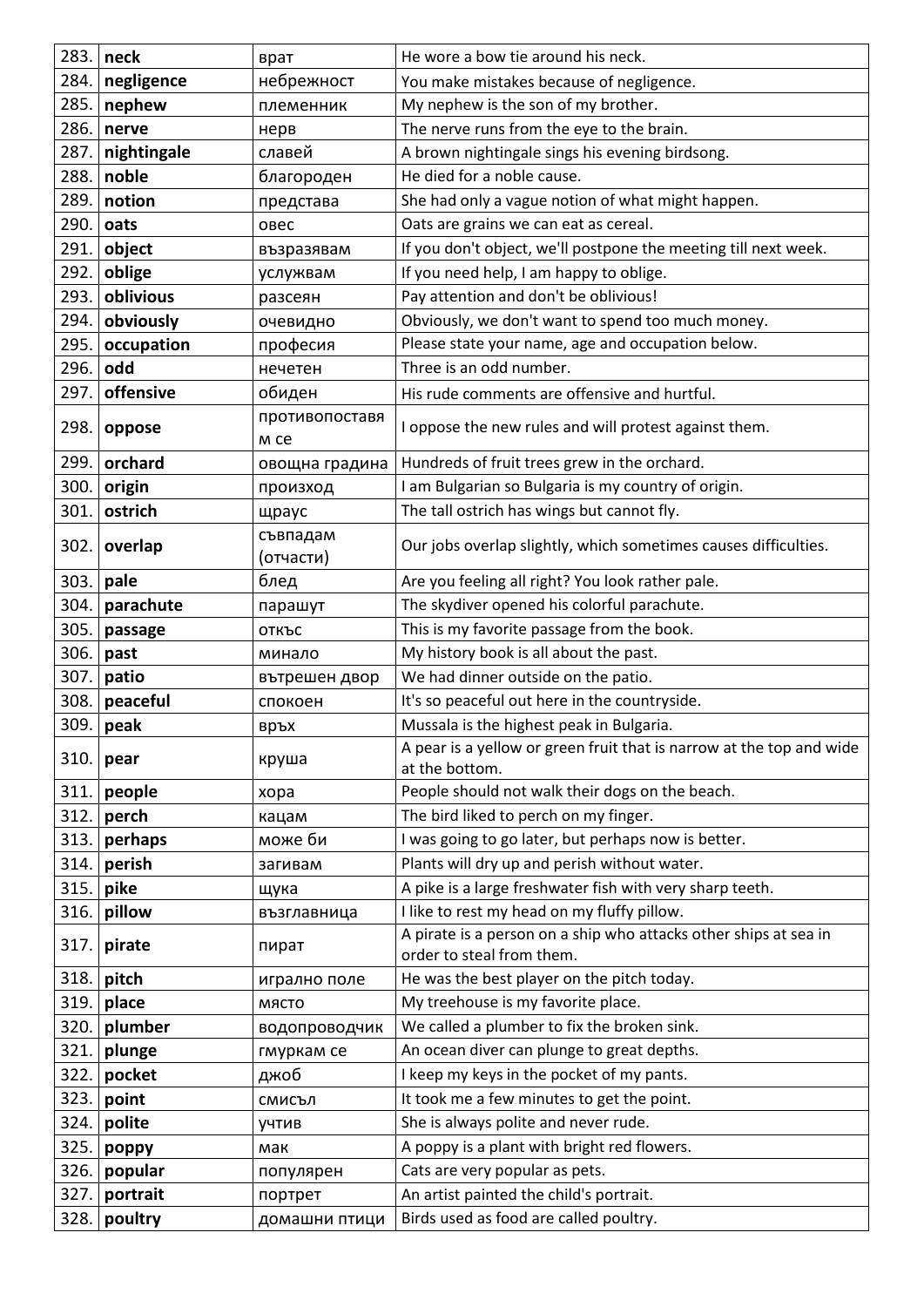| 283. | neck | врат | He wore a bow tie around his neck. |
|---|---|---|---|
| 284. | negligence | небрежност | You make mistakes because of negligence. |
| 285. | nephew | племенник | My nephew is the son of my brother. |
| 286. | nerve | нерв | The nerve runs from the eye to the brain. |
| 287. | nightingale | славей | A brown nightingale sings his evening birdsong. |
| 288. | noble | благороден | He died for a noble cause. |
| 289. | notion | представа | She had only a vague notion of what might happen. |
| 290. | oats | овес | Oats are grains we can eat as cereal. |
| 291. | object | възразявам | If you don't object, we'll postpone the meeting till next week. |
| 292. | oblige | услужвам | If you need help, I am happy to oblige. |
| 293. | oblivious | разсеян | Pay attention and don't be oblivious! |
| 294. | obviously | очевидно | Obviously, we don't want to spend too much money. |
| 295. | occupation | професия | Please state your name, age and occupation below. |
| 296. | odd | нечетен | Three is an odd number. |
| 297. | offensive | обиден | His rude comments are offensive and hurtful. |
| 298. | oppose | противопоставям се | I oppose the new rules and will protest against them. |
| 299. | orchard | овощна градина | Hundreds of fruit trees grew in the orchard. |
| 300. | origin | произход | I am Bulgarian so Bulgaria is my country of origin. |
| 301. | ostrich | щраус | The tall ostrich has wings but cannot fly. |
| 302. | overlap | съвпадам (отчасти) | Our jobs overlap slightly, which sometimes causes difficulties. |
| 303. | pale | блед | Are you feeling all right? You look rather pale. |
| 304. | parachute | парашут | The skydiver opened his colorful parachute. |
| 305. | passage | откъс | This is my favorite passage from the book. |
| 306. | past | минало | My history book is all about the past. |
| 307. | patio | вътрешен двор | We had dinner outside on the patio. |
| 308. | peaceful | спокоен | It's so peaceful out here in the countryside. |
| 309. | peak | връх | Mussala is the highest peak in Bulgaria. |
| 310. | pear | круша | A pear is a yellow or green fruit that is narrow at the top and wide at the bottom. |
| 311. | people | хора | People should not walk their dogs on the beach. |
| 312. | perch | кацам | The bird liked to perch on my finger. |
| 313. | perhaps | може би | I was going to go later, but perhaps now is better. |
| 314. | perish | загивам | Plants will dry up and perish without water. |
| 315. | pike | щука | A pike is a large freshwater fish with very sharp teeth. |
| 316. | pillow | възглавница | I like to rest my head on my fluffy pillow. |
| 317. | pirate | пират | A pirate is a person on a ship who attacks other ships at sea in order to steal from them. |
| 318. | pitch | игрално поле | He was the best player on the pitch today. |
| 319. | place | място | My treehouse is my favorite place. |
| 320. | plumber | водопроводчик | We called a plumber to fix the broken sink. |
| 321. | plunge | гмуркам се | An ocean diver can plunge to great depths. |
| 322. | pocket | джоб | I keep my keys in the pocket of my pants. |
| 323. | point | смисъл | It took me a few minutes to get the point. |
| 324. | polite | учтив | She is always polite and never rude. |
| 325. | poppy | мак | A poppy is a plant with bright red flowers. |
| 326. | popular | популярен | Cats are very popular as pets. |
| 327. | portrait | портрет | An artist painted the child's portrait. |
| 328. | poultry | домашни птици | Birds used as food are called poultry. |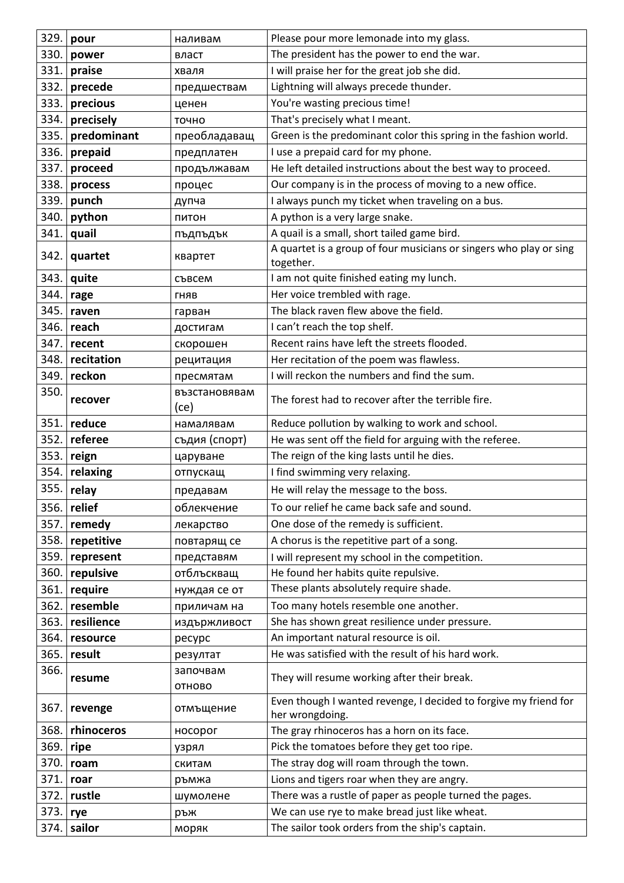| 329. | **pour** | наливам | Please pour more lemonade into my glass. |
|---|---|---|---|
| 330. | **power** | власт | The president has the power to end the war. |
| 331. | **praise** | хваля | I will praise her for the great job she did. |
| 332. | **precede** | предшествам | Lightning will always precede thunder. |
| 333. | **precious** | ценен | You're wasting precious time! |
| 334. | **precisely** | точно | That's precisely what I meant. |
| 335. | **predominant** | преобладаващ | Green is the predominant color this spring in the fashion world. |
| 336. | **prepaid** | предплатен | I use a prepaid card for my phone. |
| 337. | **proceed** | продължавам | He left detailed instructions about the best way to proceed. |
| 338. | **process** | процес | Our company is in the process of moving to a new office. |
| 339. | **punch** | дупча | I always punch my ticket when traveling on a bus. |
| 340. | **python** | питон | A python is a very large snake. |
| 341. | **quail** | пъдпъдък | A quail is a small, short tailed game bird. |
| 342. | **quartet** | квартет | A quartet is a group of four musicians or singers who play or sing together. |
| 343. | **quite** | съвсем | I am not quite finished eating my lunch. |
| 344. | **rage** | гняв | Her voice trembled with rage. |
| 345. | **raven** | гарван | The black raven flew above the field. |
| 346. | **reach** | достигам | I can't reach the top shelf. |
| 347. | **recent** | скорошен | Recent rains have left the streets flooded. |
| 348. | **recitation** | рецитация | Her recitation of the poem was flawless. |
| 349. | **reckon** | пресмятам | I will reckon the numbers and find the sum. |
| 350. | **recover** | възстановявам (се) | The forest had to recover after the terrible fire. |
| 351. | **reduce** | намалявам | Reduce pollution by walking to work and school. |
| 352. | **referee** | съдия (спорт) | He was sent off the field for arguing with the referee. |
| 353. | **reign** | царуване | The reign of the king lasts until he dies. |
| 354. | **relaxing** | отпускащ | I find swimming very relaxing. |
| 355. | **relay** | предавам | He will relay the message to the boss. |
| 356. | **relief** | облекчение | To our relief he came back safe and sound. |
| 357. | **remedy** | лекарство | One dose of the remedy is sufficient. |
| 358. | **repetitive** | повтарящ се | A chorus is the repetitive part of a song. |
| 359. | **represent** | представям | I will represent my school in the competition. |
| 360. | **repulsive** | отблъскващ | He found her habits quite repulsive. |
| 361. | **require** | нуждая се от | These plants absolutely require shade. |
| 362. | **resemble** | приличам на | Too many hotels resemble one another. |
| 363. | **resilience** | издръжливост | She has shown great resilience under pressure. |
| 364. | **resource** | ресурс | An important natural resource is oil. |
| 365. | **result** | резултат | He was satisfied with the result of his hard work. |
| 366. | **resume** | започвам отново | They will resume working after their break. |
| 367. | **revenge** | отмъщение | Even though I wanted revenge, I decided to forgive my friend for her wrongdoing. |
| 368. | **rhinoceros** | носорог | The gray rhinoceros has a horn on its face. |
| 369. | **ripe** | узрял | Pick the tomatoes before they get too ripe. |
| 370. | **roam** | скитам | The stray dog will roam through the town. |
| 371. | **roar** | ръмжа | Lions and tigers roar when they are angry. |
| 372. | **rustle** | шумолене | There was a rustle of paper as people turned the pages. |
| 373. | **rye** | ръж | We can use rye to make bread just like wheat. |
| 374. | **sailor** | моряк | The sailor took orders from the ship's captain. |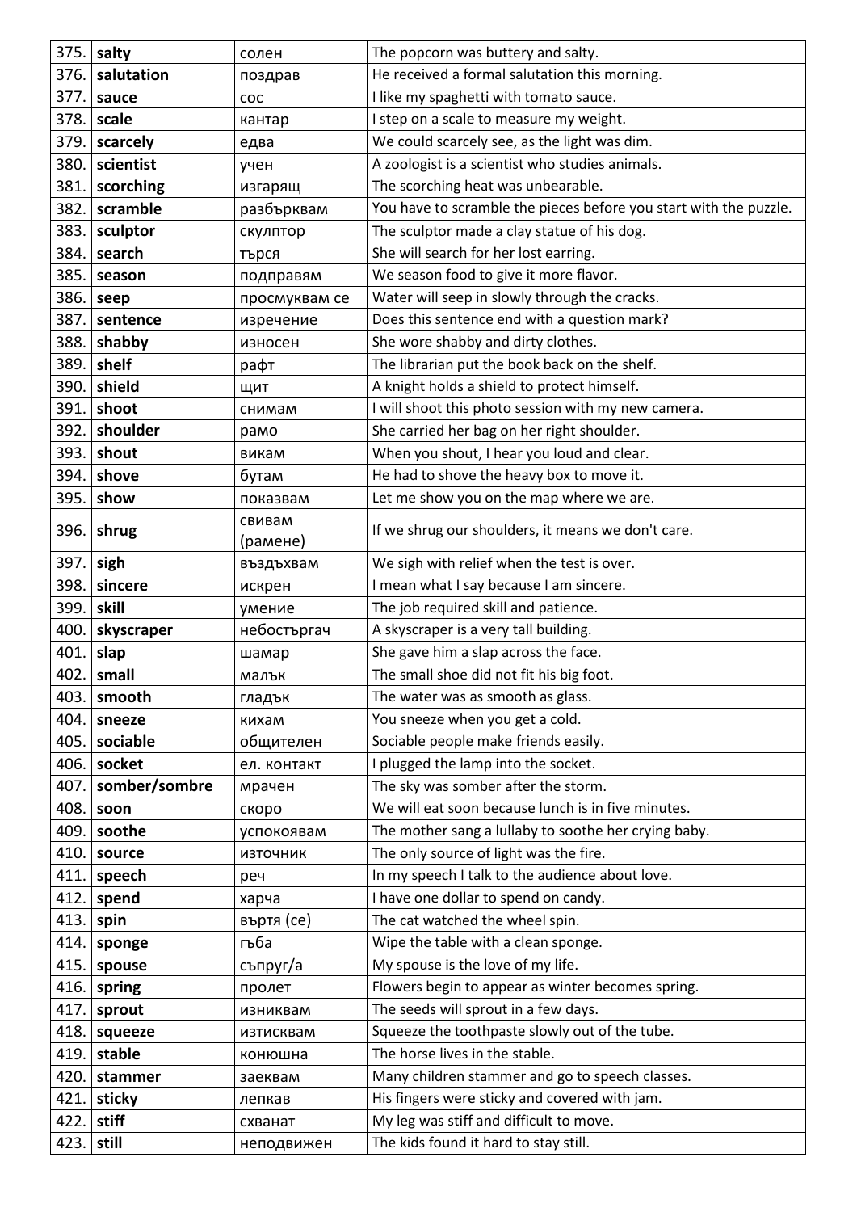| 375. | **salty** | солен | The popcorn was buttery and salty. |
|---|---|---|---|
| 376. | **salutation** | поздрав | He received a formal salutation this morning. |
| 377. | **sauce** | сос | I like my spaghetti with tomato sauce. |
| 378. | **scale** | кантар | I step on a scale to measure my weight. |
| 379. | **scarcely** | едва | We could scarcely see, as the light was dim. |
| 380. | **scientist** | учен | A zoologist is a scientist who studies animals. |
| 381. | **scorching** | изгарящ | The scorching heat was unbearable. |
| 382. | **scramble** | разбърквам | You have to scramble the pieces before you start with the puzzle. |
| 383. | **sculptor** | скулптор | The sculptor made a clay statue of his dog. |
| 384. | **search** | търся | She will search for her lost earring. |
| 385. | **season** | подправям | We season food to give it more flavor. |
| 386. | **seep** | просмуквам се | Water will seep in slowly through the cracks. |
| 387. | **sentence** | изречение | Does this sentence end with a question mark? |
| 388. | **shabby** | износен | She wore shabby and dirty clothes. |
| 389. | **shelf** | рафт | The librarian put the book back on the shelf. |
| 390. | **shield** | щит | A knight holds a shield to protect himself. |
| 391. | **shoot** | снимам | I will shoot this photo session with my new camera. |
| 392. | **shoulder** | рамо | She carried her bag on her right shoulder. |
| 393. | **shout** | викам | When you shout, I hear you loud and clear. |
| 394. | **shove** | бутам | He had to shove the heavy box to move it. |
| 395. | **show** | показвам | Let me show you on the map where we are. |
| 396. | **shrug** | свивам (рамене) | If we shrug our shoulders, it means we don't care. |
| 397. | **sigh** | въздъхвам | We sigh with relief when the test is over. |
| 398. | **sincere** | искрен | I mean what I say because I am sincere. |
| 399. | **skill** | умение | The job required skill and patience. |
| 400. | **skyscraper** | небостъргач | A skyscraper is a very tall building. |
| 401. | **slap** | шамар | She gave him a slap across the face. |
| 402. | **small** | малък | The small shoe did not fit his big foot. |
| 403. | **smooth** | гладък | The water was as smooth as glass. |
| 404. | **sneeze** | кихам | You sneeze when you get a cold. |
| 405. | **sociable** | общителен | Sociable people make friends easily. |
| 406. | **socket** | ел. контакт | I plugged the lamp into the socket. |
| 407. | **somber/sombre** | мрачен | The sky was somber after the storm. |
| 408. | **soon** | скоро | We will eat soon because lunch is in five minutes. |
| 409. | **soothe** | успокоявам | The mother sang a lullaby to soothe her crying baby. |
| 410. | **source** | източник | The only source of light was the fire. |
| 411. | **speech** | реч | In my speech I talk to the audience about love. |
| 412. | **spend** | харча | I have one dollar to spend on candy. |
| 413. | **spin** | въртя (се) | The cat watched the wheel spin. |
| 414. | **sponge** | гъба | Wipe the table with a clean sponge. |
| 415. | **spouse** | съпруг/а | My spouse is the love of my life. |
| 416. | **spring** | пролет | Flowers begin to appear as winter becomes spring. |
| 417. | **sprout** | изниквам | The seeds will sprout in a few days. |
| 418. | **squeeze** | изтисквам | Squeeze the toothpaste slowly out of the tube. |
| 419. | **stable** | конюшна | The horse lives in the stable. |
| 420. | **stammer** | заеквам | Many children stammer and go to speech classes. |
| 421. | **sticky** | лепкав | His fingers were sticky and covered with jam. |
| 422. | **stiff** | схванат | My leg was stiff and difficult to move. |
| 423. | **still** | неподвижен | The kids found it hard to stay still. |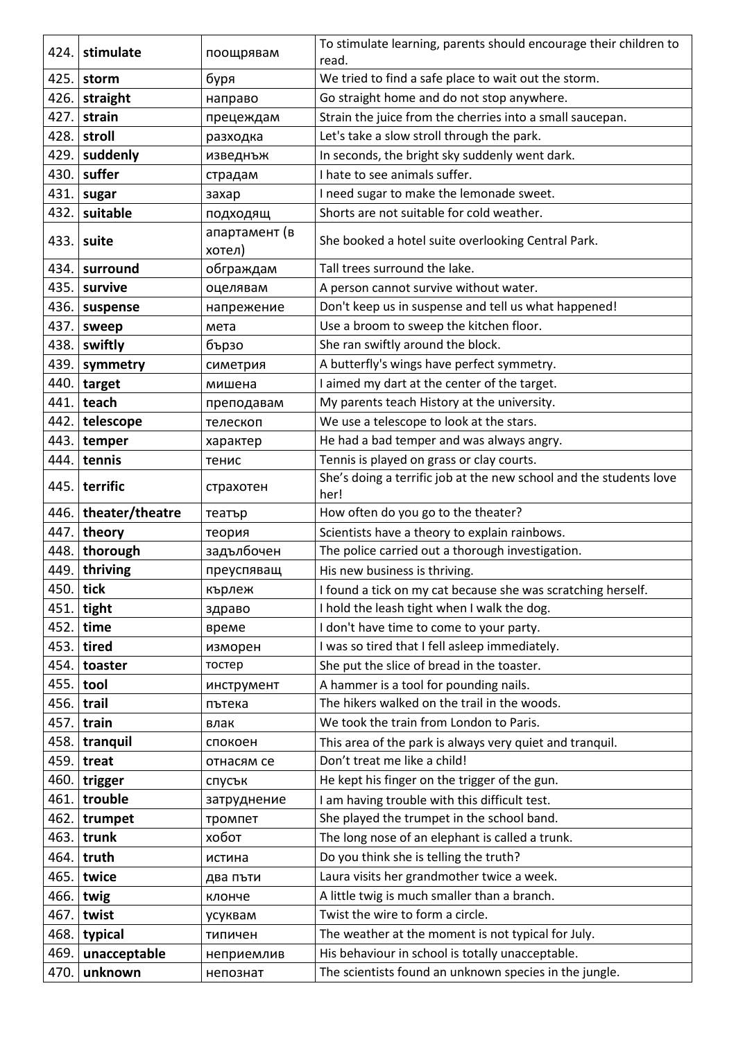| | | | |
|---|---|---|---|
| 424. | **stimulate** | поощрявам | To stimulate learning, parents should encourage their children to read. |
| 425. | **storm** | буря | We tried to find a safe place to wait out the storm. |
| 426. | **straight** | направо | Go straight home and do not stop anywhere. |
| 427. | **strain** | прецеждам | Strain the juice from the cherries into a small saucepan. |
| 428. | **stroll** | разходка | Let's take a slow stroll through the park. |
| 429. | **suddenly** | изведнъж | In seconds, the bright sky suddenly went dark. |
| 430. | **suffer** | страдам | I hate to see animals suffer. |
| 431. | **sugar** | захар | I need sugar to make the lemonade sweet. |
| 432. | **suitable** | подходящ | Shorts are not suitable for cold weather. |
| 433. | **suite** | апартамент (в хотел) | She booked a hotel suite overlooking Central Park. |
| 434. | **surround** | обграждам | Tall trees surround the lake. |
| 435. | **survive** | оцелявам | A person cannot survive without water. |
| 436. | **suspense** | напрежение | Don't keep us in suspense and tell us what happened! |
| 437. | **sweep** | мета | Use a broom to sweep the kitchen floor. |
| 438. | **swiftly** | бързо | She ran swiftly around the block. |
| 439. | **symmetry** | симетрия | A butterfly's wings have perfect symmetry. |
| 440. | **target** | мишена | I aimed my dart at the center of the target. |
| 441. | **teach** | преподавам | My parents teach History at the university. |
| 442. | **telescope** | телескоп | We use a telescope to look at the stars. |
| 443. | **temper** | характер | He had a bad temper and was always angry. |
| 444. | **tennis** | тенис | Tennis is played on grass or clay courts. |
| 445. | **terrific** | страхотен | She's doing a terrific job at the new school and the students love her! |
| 446. | **theater/theatre** | театър | How often do you go to the theater? |
| 447. | **theory** | теория | Scientists have a theory to explain rainbows. |
| 448. | **thorough** | задълбочен | The police carried out a thorough investigation. |
| 449. | **thriving** | преуспяващ | His new business is thriving. |
| 450. | **tick** | кърлеж | I found a tick on my cat because she was scratching herself. |
| 451. | **tight** | здраво | I hold the leash tight when I walk the dog. |
| 452. | **time** | време | I don't have time to come to your party. |
| 453. | **tired** | изморен | I was so tired that I fell asleep immediately. |
| 454. | **toaster** | тостер | She put the slice of bread in the toaster. |
| 455. | **tool** | инструмент | A hammer is a tool for pounding nails. |
| 456. | **trail** | пътека | The hikers walked on the trail in the woods. |
| 457. | **train** | влак | We took the train from London to Paris. |
| 458. | **tranquil** | спокоен | This area of the park is always very quiet and tranquil. |
| 459. | **treat** | отнасям се | Don't treat me like a child! |
| 460. | **trigger** | спусък | He kept his finger on the trigger of the gun. |
| 461. | **trouble** | затруднение | I am having trouble with this difficult test. |
| 462. | **trumpet** | тромпет | She played the trumpet in the school band. |
| 463. | **trunk** | хобот | The long nose of an elephant is called a trunk. |
| 464. | **truth** | истина | Do you think she is telling the truth? |
| 465. | **twice** | два пъти | Laura visits her grandmother twice a week. |
| 466. | **twig** | клонче | A little twig is much smaller than a branch. |
| 467. | **twist** | усуквам | Twist the wire to form a circle. |
| 468. | **typical** | типичен | The weather at the moment is not typical for July. |
| 469. | **unacceptable** | неприемлив | His behaviour in school is totally unacceptable. |
| 470. | **unknown** | непознат | The scientists found an unknown species in the jungle. |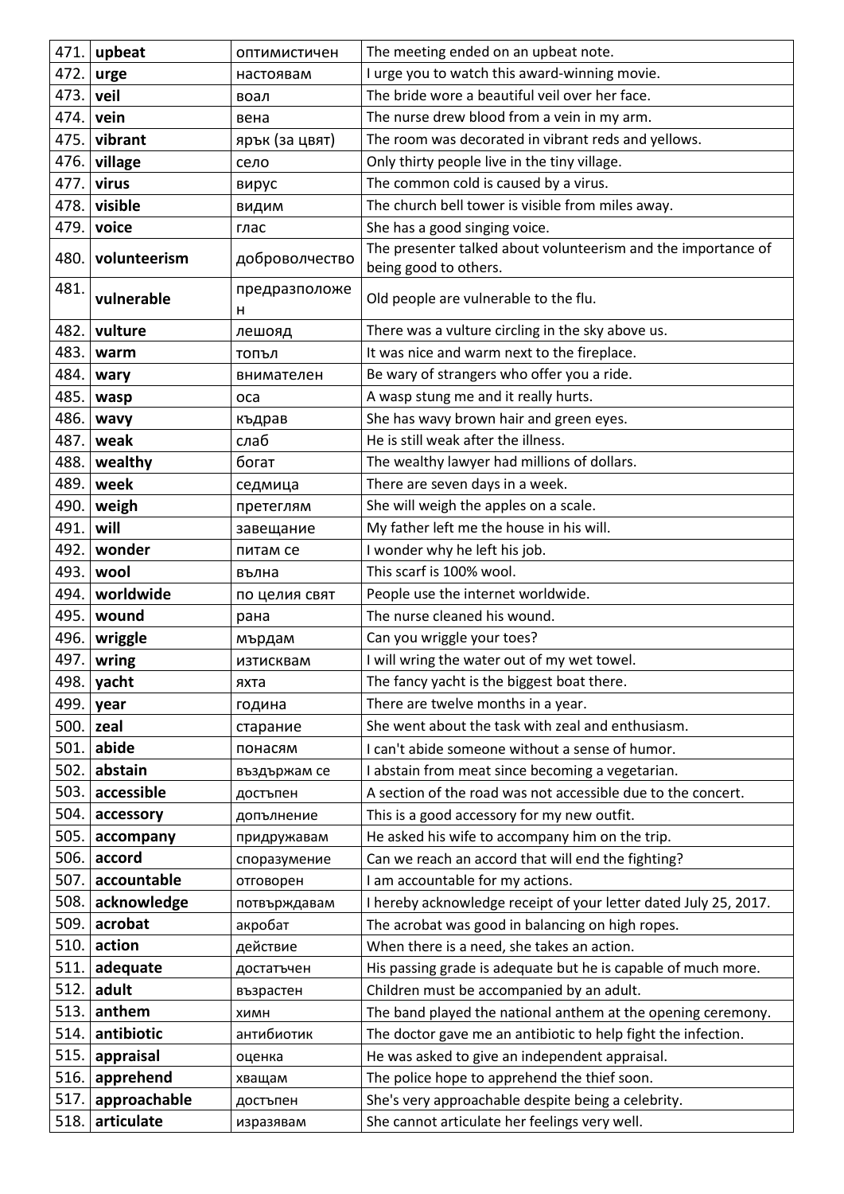| 471. | **upbeat** | оптимистичен | The meeting ended on an upbeat note. |
|---|---|---|---|
| 472. | **urge** | настоявам | I urge you to watch this award-winning movie. |
| 473. | **veil** | воал | The bride wore a beautiful veil over her face. |
| 474. | **vein** | вена | The nurse drew blood from a vein in my arm. |
| 475. | **vibrant** | ярък (за цвят) | The room was decorated in vibrant reds and yellows. |
| 476. | **village** | село | Only thirty people live in the tiny village. |
| 477. | **virus** | вирус | The common cold is caused by a virus. |
| 478. | **visible** | видим | The church bell tower is visible from miles away. |
| 479. | **voice** | глас | She has a good singing voice. |
| 480. | **volunteerism** | доброволчество | The presenter talked about volunteerism and the importance of being good to others. |
| 481. | **vulnerable** | предразположен | Old people are vulnerable to the flu. |
| 482. | **vulture** | лешояд | There was a vulture circling in the sky above us. |
| 483. | **warm** | топъл | It was nice and warm next to the fireplace. |
| 484. | **wary** | внимателен | Be wary of strangers who offer you a ride. |
| 485. | **wasp** | оса | A wasp stung me and it really hurts. |
| 486. | **wavy** | къдрав | She has wavy brown hair and green eyes. |
| 487. | **weak** | слаб | He is still weak after the illness. |
| 488. | **wealthy** | богат | The wealthy lawyer had millions of dollars. |
| 489. | **week** | седмица | There are seven days in a week. |
| 490. | **weigh** | претеглям | She will weigh the apples on a scale. |
| 491. | **will** | завещание | My father left me the house in his will. |
| 492. | **wonder** | питам се | I wonder why he left his job. |
| 493. | **wool** | вълна | This scarf is 100% wool. |
| 494. | **worldwide** | по целия свят | People use the internet worldwide. |
| 495. | **wound** | рана | The nurse cleaned his wound. |
| 496. | **wriggle** | мърдам | Can you wriggle your toes? |
| 497. | **wring** | изтисквам | I will wring the water out of my wet towel. |
| 498. | **yacht** | яхта | The fancy yacht is the biggest boat there. |
| 499. | **year** | година | There are twelve months in a year. |
| 500. | **zeal** | старание | She went about the task with zeal and enthusiasm. |
| 501. | **abide** | понасям | I can't abide someone without a sense of humor. |
| 502. | **abstain** | въздържам се | I abstain from meat since becoming a vegetarian. |
| 503. | **accessible** | достъпен | A section of the road was not accessible due to the concert. |
| 504. | **accessory** | допълнение | This is a good accessory for my new outfit. |
| 505. | **accompany** | придружавам | He asked his wife to accompany him on the trip. |
| 506. | **accord** | споразумение | Can we reach an accord that will end the fighting? |
| 507. | **accountable** | отговорен | I am accountable for my actions. |
| 508. | **acknowledge** | потвърждавам | I hereby acknowledge receipt of your letter dated July 25, 2017. |
| 509. | **acrobat** | акробат | The acrobat was good in balancing on high ropes. |
| 510. | **action** | действие | When there is a need, she takes an action. |
| 511. | **adequate** | достатъчен | His passing grade is adequate but he is capable of much more. |
| 512. | **adult** | възрастен | Children must be accompanied by an adult. |
| 513. | **anthem** | химн | The band played the national anthem at the opening ceremony. |
| 514. | **antibiotic** | антибиотик | The doctor gave me an antibiotic to help fight the infection. |
| 515. | **appraisal** | оценка | He was asked to give an independent appraisal. |
| 516. | **apprehend** | хващам | The police hope to apprehend the thief soon. |
| 517. | **approachable** | достъпен | She's very approachable despite being a celebrity. |
| 518. | **articulate** | изразявам | She cannot articulate her feelings very well. |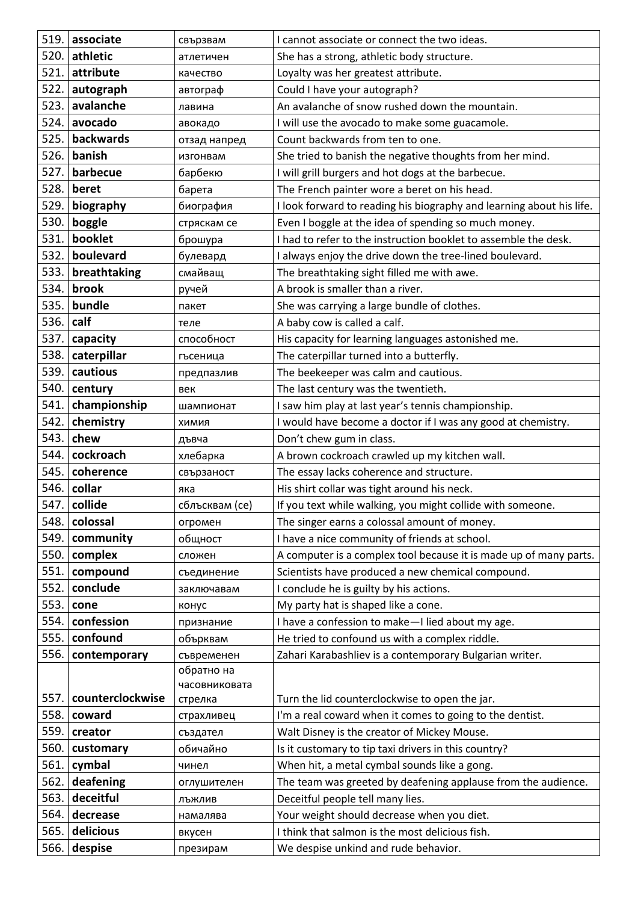| 519. | **associate** | свързвам | I cannot associate or connect the two ideas. |
|---|---|---|---|
| 520. | **athletic** | атлетичен | She has a strong, athletic body structure. |
| 521. | **attribute** | качество | Loyalty was her greatest attribute. |
| 522. | **autograph** | автограф | Could I have your autograph? |
| 523. | **avalanche** | лавина | An avalanche of snow rushed down the mountain. |
| 524. | **avocado** | авокадо | I will use the avocado to make some guacamole. |
| 525. | **backwards** | отзад напред | Count backwards from ten to one. |
| 526. | **banish** | изгонвам | She tried to banish the negative thoughts from her mind. |
| 527. | **barbecue** | барбекю | I will grill burgers and hot dogs at the barbecue. |
| 528. | **beret** | барета | The French painter wore a beret on his head. |
| 529. | **biography** | биография | I look forward to reading his biography and learning about his life. |
| 530. | **boggle** | стряскам се | Even I boggle at the idea of spending so much money. |
| 531. | **booklet** | брошура | I had to refer to the instruction booklet to assemble the desk. |
| 532. | **boulevard** | булевард | I always enjoy the drive down the tree-lined boulevard. |
| 533. | **breathtaking** | смайващ | The breathtaking sight filled me with awe. |
| 534. | **brook** | ручей | A brook is smaller than a river. |
| 535. | **bundle** | пакет | She was carrying a large bundle of clothes. |
| 536. | **calf** | теле | A baby cow is called a calf. |
| 537. | **capacity** | способност | His capacity for learning languages astonished me. |
| 538. | **caterpillar** | гъсеница | The caterpillar turned into a butterfly. |
| 539. | **cautious** | предпазлив | The beekeeper was calm and cautious. |
| 540. | **century** | век | The last century was the twentieth. |
| 541. | **championship** | шампионат | I saw him play at last year's tennis championship. |
| 542. | **chemistry** | химия | I would have become a doctor if I was any good at chemistry. |
| 543. | **chew** | дъвча | Don't chew gum in class. |
| 544. | **cockroach** | хлебарка | A brown cockroach crawled up my kitchen wall. |
| 545. | **coherence** | свързаност | The essay lacks coherence and structure. |
| 546. | **collar** | яка | His shirt collar was tight around his neck. |
| 547. | **collide** | сблъсквам (се) | If you text while walking, you might collide with someone. |
| 548. | **colossal** | огромен | The singer earns a colossal amount of money. |
| 549. | **community** | общност | I have a nice community of friends at school. |
| 550. | **complex** | сложен | A computer is a complex tool because it is made up of many parts. |
| 551. | **compound** | съединение | Scientists have produced a new chemical compound. |
| 552. | **conclude** | заключавам | I conclude he is guilty by his actions. |
| 553. | **cone** | конус | My party hat is shaped like a cone. |
| 554. | **confession** | признание | I have a confession to make—I lied about my age. |
| 555. | **confound** | обърквам | He tried to confound us with a complex riddle. |
| 556. | **contemporary** | съвременен | Zahari Karabashliev is a contemporary Bulgarian writer. |
| 557. | **counterclockwise** | обратно на часовниковата стрелка | Turn the lid counterclockwise to open the jar. |
| 558. | **coward** | страхливец | I'm a real coward when it comes to going to the dentist. |
| 559. | **creator** | създател | Walt Disney is the creator of Mickey Mouse. |
| 560. | **customary** | обичайно | Is it customary to tip taxi drivers in this country? |
| 561. | **cymbal** | чинел | When hit, a metal cymbal sounds like a gong. |
| 562. | **deafening** | оглушителен | The team was greeted by deafening applause from the audience. |
| 563. | **deceitful** | лъжлив | Deceitful people tell many lies. |
| 564. | **decrease** | намалява | Your weight should decrease when you diet. |
| 565. | **delicious** | вкусен | I think that salmon is the most delicious fish. |
| 566. | **despise** | презирам | We despise unkind and rude behavior. |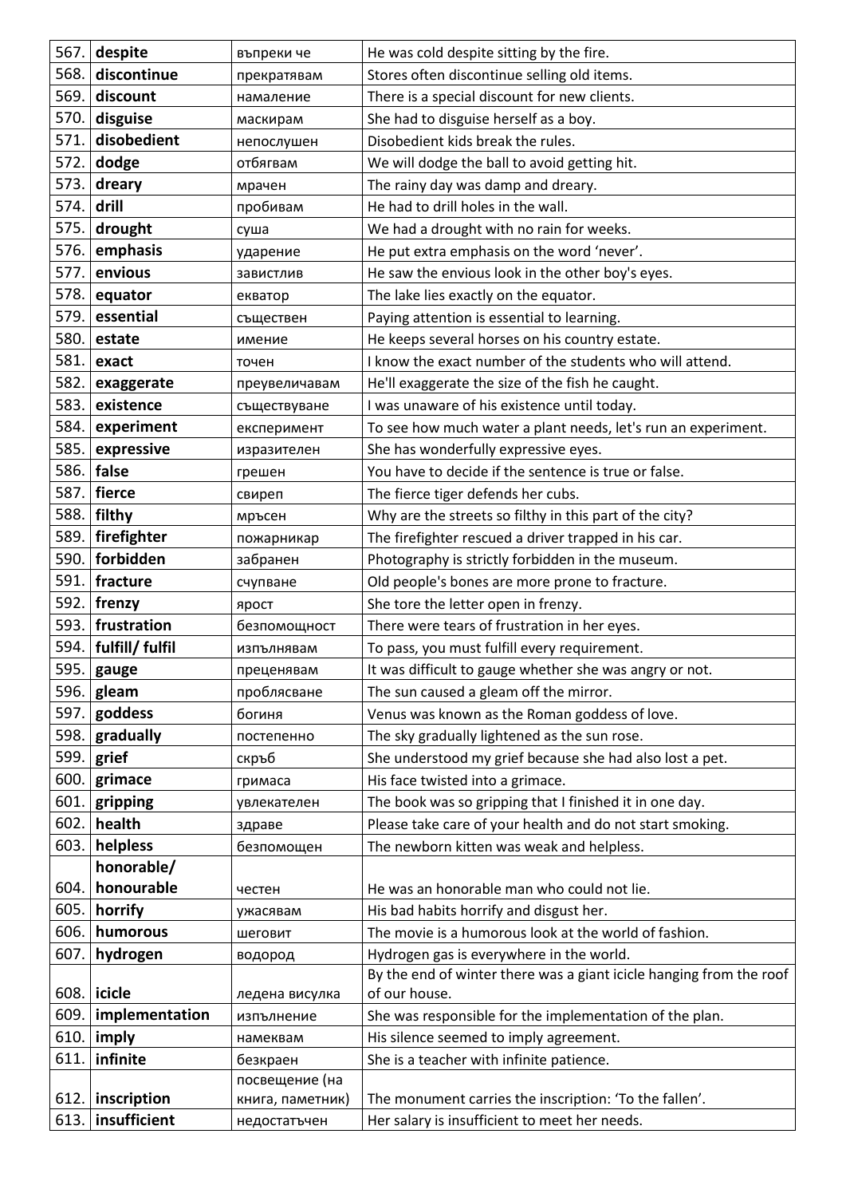| | | | |
|---|---|---|---|
| 567. | **despite** | въпреки че | He was cold despite sitting by the fire. |
| 568. | **discontinue** | прекратявам | Stores often discontinue selling old items. |
| 569. | **discount** | намаление | There is a special discount for new clients. |
| 570. | **disguise** | маскирам | She had to disguise herself as a boy. |
| 571. | **disobedient** | непослушен | Disobedient kids break the rules. |
| 572. | **dodge** | отбягвам | We will dodge the ball to avoid getting hit. |
| 573. | **dreary** | мрачен | The rainy day was damp and dreary. |
| 574. | **drill** | пробивам | He had to drill holes in the wall. |
| 575. | **drought** | суша | We had a drought with no rain for weeks. |
| 576. | **emphasis** | ударение | He put extra emphasis on the word 'never'. |
| 577. | **envious** | завистлив | He saw the envious look in the other boy's eyes. |
| 578. | **equator** | екватор | The lake lies exactly on the equator. |
| 579. | **essential** | съществен | Paying attention is essential to learning. |
| 580. | **estate** | имение | He keeps several horses on his country estate. |
| 581. | **exact** | точен | I know the exact number of the students who will attend. |
| 582. | **exaggerate** | преувеличавам | He'll exaggerate the size of the fish he caught. |
| 583. | **existence** | съществуване | I was unaware of his existence until today. |
| 584. | **experiment** | експеримент | To see how much water a plant needs, let's run an experiment. |
| 585. | **expressive** | изразителен | She has wonderfully expressive eyes. |
| 586. | **false** | грешен | You have to decide if the sentence is true or false. |
| 587. | **fierce** | свиреп | The fierce tiger defends her cubs. |
| 588. | **filthy** | мръсен | Why are the streets so filthy in this part of the city? |
| 589. | **firefighter** | пожарникар | The firefighter rescued a driver trapped in his car. |
| 590. | **forbidden** | забранен | Photography is strictly forbidden in the museum. |
| 591. | **fracture** | счупване | Old people's bones are more prone to fracture. |
| 592. | **frenzy** | ярост | She tore the letter open in frenzy. |
| 593. | **frustration** | безпомощност | There were tears of frustration in her eyes. |
| 594. | **fulfill/ fulfil** | изпълнявам | To pass, you must fulfill every requirement. |
| 595. | **gauge** | преценявам | It was difficult to gauge whether she was angry or not. |
| 596. | **gleam** | проблясване | The sun caused a gleam off the mirror. |
| 597. | **goddess** | богиня | Venus was known as the Roman goddess of love. |
| 598. | **gradually** | постепенно | The sky gradually lightened as the sun rose. |
| 599. | **grief** | скръб | She understood my grief because she had also lost a pet. |
| 600. | **grimace** | гримаса | His face twisted into a grimace. |
| 601. | **gripping** | увлекателен | The book was so gripping that I finished it in one day. |
| 602. | **health** | здраве | Please take care of your health and do not start smoking. |
| 603. | **helpless** | безпомощен | The newborn kitten was weak and helpless. |
| 604. | **honorable/ honourable** | честен | He was an honorable man who could not lie. |
| 605. | **horrify** | ужасявам | His bad habits horrify and disgust her. |
| 606. | **humorous** | шеговит | The movie is a humorous look at the world of fashion. |
| 607. | **hydrogen** | водород | Hydrogen gas is everywhere in the world. |
| 608. | **icicle** | ледена висулка | By the end of winter there was a giant icicle hanging from the roof of our house. |
| 609. | **implementation** | изпълнение | She was responsible for the implementation of the plan. |
| 610. | **imply** | намеквам | His silence seemed to imply agreement. |
| 611. | **infinite** | безкраен | She is a teacher with infinite patience. |
| 612. | **inscription** | посвещение (на книга, паметник) | The monument carries the inscription: 'To the fallen'. |
| 613. | **insufficient** | недостатъчен | Her salary is insufficient to meet her needs. |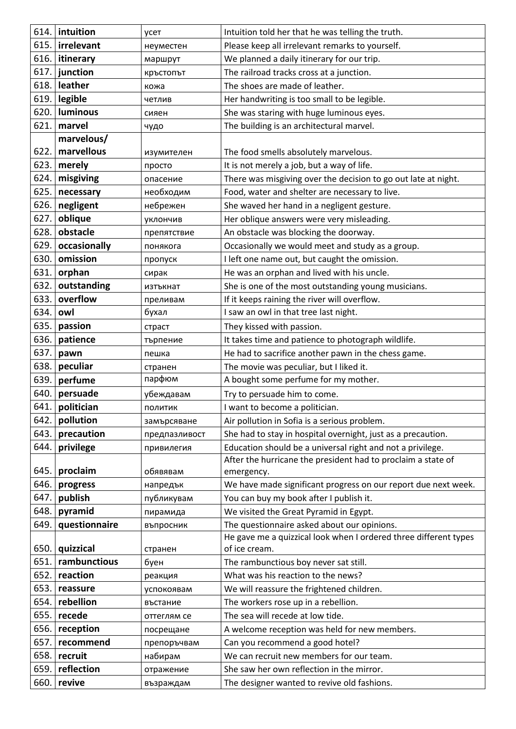| | | | |
|---|---|---|---|
| 614. | **intuition** | усет | Intuition told her that he was telling the truth. |
| 615. | **irrelevant** | неуместен | Please keep all irrelevant remarks to yourself. |
| 616. | **itinerary** | маршрут | We planned a daily itinerary for our trip. |
| 617. | **junction** | кръстопът | The railroad tracks cross at a junction. |
| 618. | **leather** | кожа | The shoes are made of leather. |
| 619. | **legible** | четлив | Her handwriting is too small to be legible. |
| 620. | **luminous** | сияен | She was staring with huge luminous eyes. |
| 621. | **marvel** | чудо | The building is an architectural marvel. |
| 622. | **marvelous/ marvellous** | изумителен | The food smells absolutely marvelous. |
| 623. | **merely** | просто | It is not merely a job, but a way of life. |
| 624. | **misgiving** | опасение | There was misgiving over the decision to go out late at night. |
| 625. | **necessary** | необходим | Food, water and shelter are necessary to live. |
| 626. | **negligent** | небрежен | She waved her hand in a negligent gesture. |
| 627. | **oblique** | уклончив | Her oblique answers were very misleading. |
| 628. | **obstacle** | препятствие | An obstacle was blocking the doorway. |
| 629. | **occasionally** | понякога | Occasionally we would meet and study as a group. |
| 630. | **omission** | пропуск | I left one name out, but caught the omission. |
| 631. | **orphan** | сирак | He was an orphan and lived with his uncle. |
| 632. | **outstanding** | изтъкнат | She is one of the most outstanding young musicians. |
| 633. | **overflow** | преливам | If it keeps raining the river will overflow. |
| 634. | **owl** | бухал | I saw an owl in that tree last night. |
| 635. | **passion** | страст | They kissed with passion. |
| 636. | **patience** | търпение | It takes time and patience to photograph wildlife. |
| 637. | **pawn** | пешка | He had to sacrifice another pawn in the chess game. |
| 638. | **peculiar** | странен | The movie was peculiar, but I liked it. |
| 639. | **perfume** | парфюм | A bought some perfume for my mother. |
| 640. | **persuade** | убеждавам | Try to persuade him to come. |
| 641. | **politician** | политик | I want to become a politician. |
| 642. | **pollution** | замърсяване | Air pollution in Sofia is a serious problem. |
| 643. | **precaution** | предпазливост | She had to stay in hospital overnight, just as a precaution. |
| 644. | **privilege** | привилегия | Education should be a universal right and not a privilege. |
| 645. | **proclaim** | обявявам | After the hurricane the president had to proclaim a state of emergency. |
| 646. | **progress** | напредък | We have made significant progress on our report due next week. |
| 647. | **publish** | публикувам | You can buy my book after I publish it. |
| 648. | **pyramid** | пирамида | We visited the Great Pyramid in Egypt. |
| 649. | **questionnaire** | въпросник | The questionnaire asked about our opinions. |
| 650. | **quizzical** | странен | He gave me a quizzical look when I ordered three different types of ice cream. |
| 651. | **rambunctious** | буен | The rambunctious boy never sat still. |
| 652. | **reaction** | реакция | What was his reaction to the news? |
| 653. | **reassure** | успокоявам | We will reassure the frightened children. |
| 654. | **rebellion** | въстание | The workers rose up in a rebellion. |
| 655. | **recede** | оттеглям се | The sea will recede at low tide. |
| 656. | **reception** | посрещане | A welcome reception was held for new members. |
| 657. | **recommend** | препоръчвам | Can you recommend a good hotel? |
| 658. | **recruit** | набирам | We can recruit new members for our team. |
| 659. | **reflection** | отражение | She saw her own reflection in the mirror. |
| 660. | **revive** | възраждам | The designer wanted to revive old fashions. |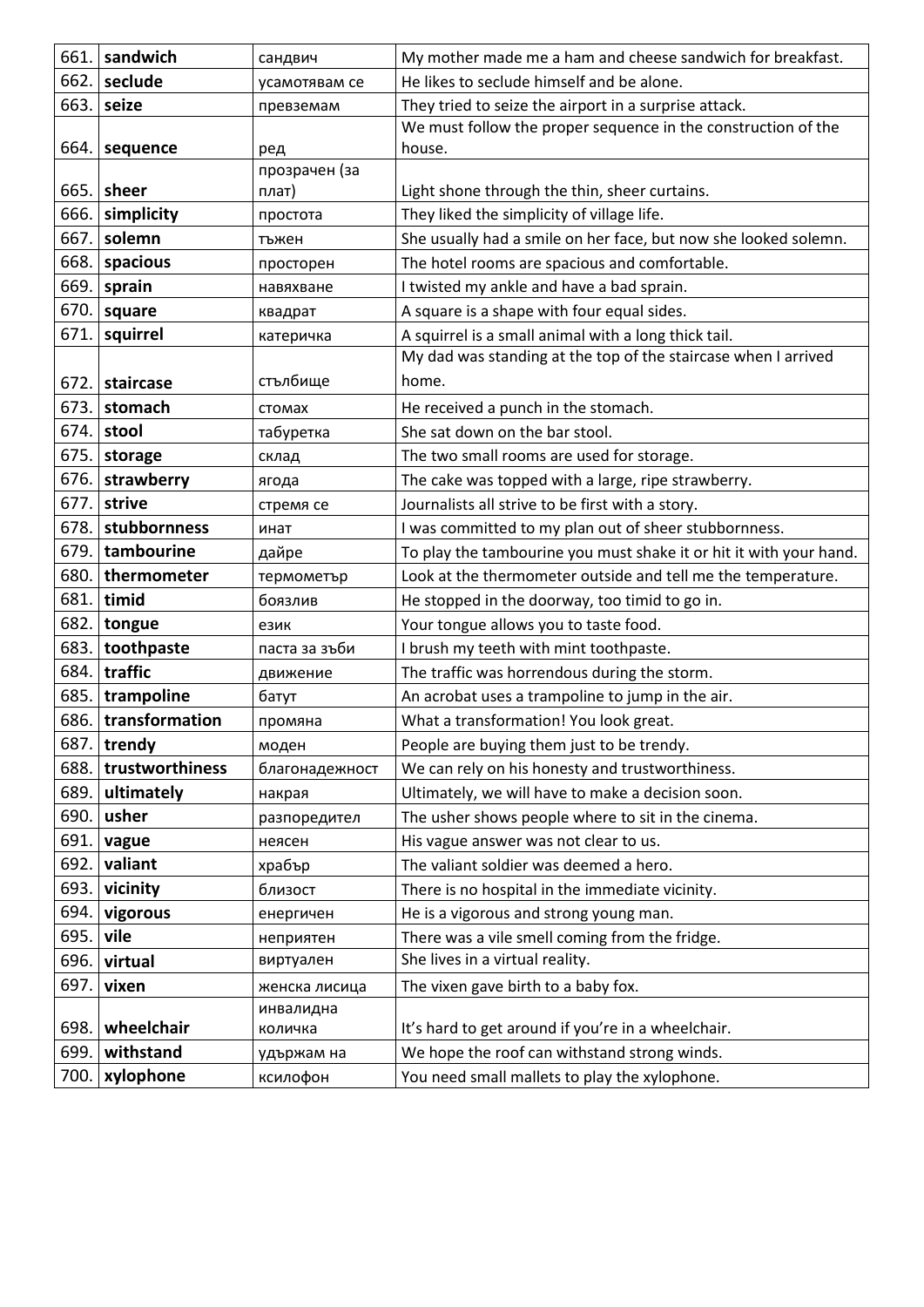| | | | |
|---|---|---|---|
| 661. | **sandwich** | сандвич | My mother made me a ham and cheese sandwich for breakfast. |
| 662. | **seclude** | усамотявам се | He likes to seclude himself and be alone. |
| 663. | **seize** | превземам | They tried to seize the airport in a surprise attack. |
| 664. | **sequence** | ред | We must follow the proper sequence in the construction of the house. |
| 665. | **sheer** | прозрачен (за плат) | Light shone through the thin, sheer curtains. |
| 666. | **simplicity** | простота | They liked the simplicity of village life. |
| 667. | **solemn** | тъжен | She usually had a smile on her face, but now she looked solemn. |
| 668. | **spacious** | просторен | The hotel rooms are spacious and comfortable. |
| 669. | **sprain** | навяхване | I twisted my ankle and have a bad sprain. |
| 670. | **square** | квадрат | A square is a shape with four equal sides. |
| 671. | **squirrel** | катеричка | A squirrel is a small animal with a long thick tail. |
| 672. | **staircase** | стълбище | My dad was standing at the top of the staircase when I arrived home. |
| 673. | **stomach** | стомах | He received a punch in the stomach. |
| 674. | **stool** | табуретка | She sat down on the bar stool. |
| 675. | **storage** | склад | The two small rooms are used for storage. |
| 676. | **strawberry** | ягода | The cake was topped with a large, ripe strawberry. |
| 677. | **strive** | стремя се | Journalists all strive to be first with a story. |
| 678. | **stubbornness** | инат | I was committed to my plan out of sheer stubbornness. |
| 679. | **tambourine** | дайре | To play the tambourine you must shake it or hit it with your hand. |
| 680. | **thermometer** | термометър | Look at the thermometer outside and tell me the temperature. |
| 681. | **timid** | боязлив | He stopped in the doorway, too timid to go in. |
| 682. | **tongue** | език | Your tongue allows you to taste food. |
| 683. | **toothpaste** | паста за зъби | I brush my teeth with mint toothpaste. |
| 684. | **traffic** | движение | The traffic was horrendous during the storm. |
| 685. | **trampoline** | батут | An acrobat uses a trampoline to jump in the air. |
| 686. | **transformation** | промяна | What a transformation! You look great. |
| 687. | **trendy** | моден | People are buying them just to be trendy. |
| 688. | **trustworthiness** | благонадежност | We can rely on his honesty and trustworthiness. |
| 689. | **ultimately** | накрая | Ultimately, we will have to make a decision soon. |
| 690. | **usher** | разпоредител | The usher shows people where to sit in the cinema. |
| 691. | **vague** | неясен | His vague answer was not clear to us. |
| 692. | **valiant** | храбър | The valiant soldier was deemed a hero. |
| 693. | **vicinity** | близост | There is no hospital in the immediate vicinity. |
| 694. | **vigorous** | енергичен | He is a vigorous and strong young man. |
| 695. | **vile** | неприятен | There was a vile smell coming from the fridge. |
| 696. | **virtual** | виртуален | She lives in a virtual reality. |
| 697. | **vixen** | женска лисица | The vixen gave birth to a baby fox. |
| 698. | **wheelchair** | инвалидна количка | It's hard to get around if you're in a wheelchair. |
| 699. | **withstand** | удържам на | We hope the roof can withstand strong winds. |
| 700. | **xylophone** | ксилофон | You need small mallets to play the xylophone. |